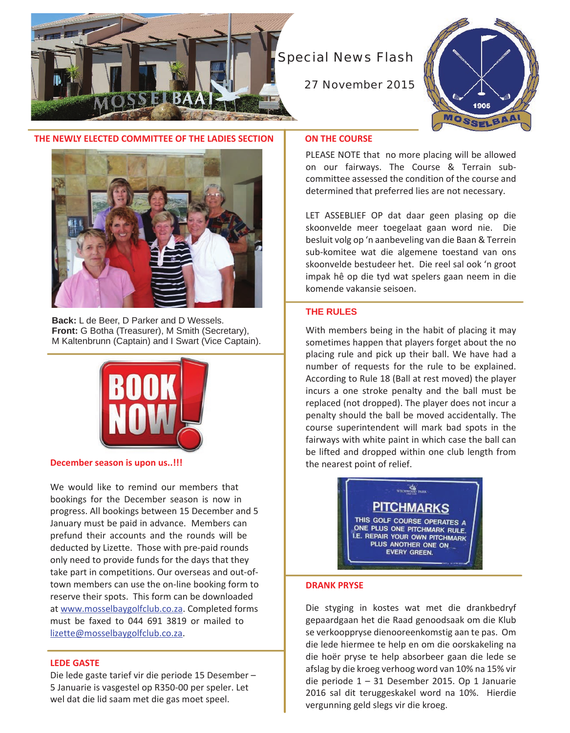Special News Flash

27 November 2015

## THE NEWLY ELECTED COMMITTEE OF THE LADIES SECTION

**Back:** L de Beer, D Parker and D Wessels.
**Front:** G Botha (Treasurer), M Smith (Secretary), M Kaltenbrunn (Captain) and I Swart (Vice Captain).

## December season is upon us..!!!

We would like to remind our members that bookings for the December season is now in progress. All bookings between 15 December and 5 January must be paid in advance. Members can prefund their accounts and the rounds will be deducted by Lizette. Those with pre-paid rounds only need to provide funds for the days that they take part in competitions. Our overseas and out-of-town members can use the on-line booking form to reserve their spots. This form can be downloaded at www.mosselbaygolfclub.co.za. Completed forms must be faxed to 044 691 3819 or mailed to lizette@mosselbaygolfclub.co.za.

## LEDE GASTE

Die lede gaste tarief vir die periode 15 Desember – 5 Januarie is vasgestel op R350-00 per speler. Let wel dat die lid saam met die gas moet speel.

## ON THE COURSE

PLEASE NOTE that no more placing will be allowed on our fairways. The Course & Terrain sub-committee assessed the condition of the course and determined that preferred lies are not necessary.

LET ASSEBLIEF OP dat daar geen plasing op die skoonvelde meer toegelaat gaan word nie. Die besluit volg op 'n aanbeveling van die Baan & Terrein sub-komitee wat die algemene toestand van ons skoonvelde bestudeer het. Die reel sal ook 'n groot impak hê op die tyd wat spelers gaan neem in die komende vakansie seisoen.

## THE RULES

With members being in the habit of placing it may sometimes happen that players forget about the no placing rule and pick up their ball. We have had a number of requests for the rule to be explained. According to Rule 18 (Ball at rest moved) the player incurs a one stroke penalty and the ball must be replaced (not dropped). The player does not incur a penalty should the ball be moved accidentally. The course superintendent will mark bad spots in the fairways with white paint in which case the ball can be lifted and dropped within one club length from the nearest point of relief.

## DRANK PRYSE

Die styging in kostes wat met die drankbedryf gepaardgaan het die Raad genoodsaak om die Klub se verkooppryse dienooreenkomstig aan te pas. Om die lede hiermee te help en om die oorskakeling na die hoër pryse te help absorbeer gaan die lede se afslag by die kroeg verhoog word van 10% na 15% vir die periode 1 – 31 Desember 2015. Op 1 Januarie 2016 sal dit teruggeskakel word na 10%. Hierdie vergunning geld slegs vir die kroeg.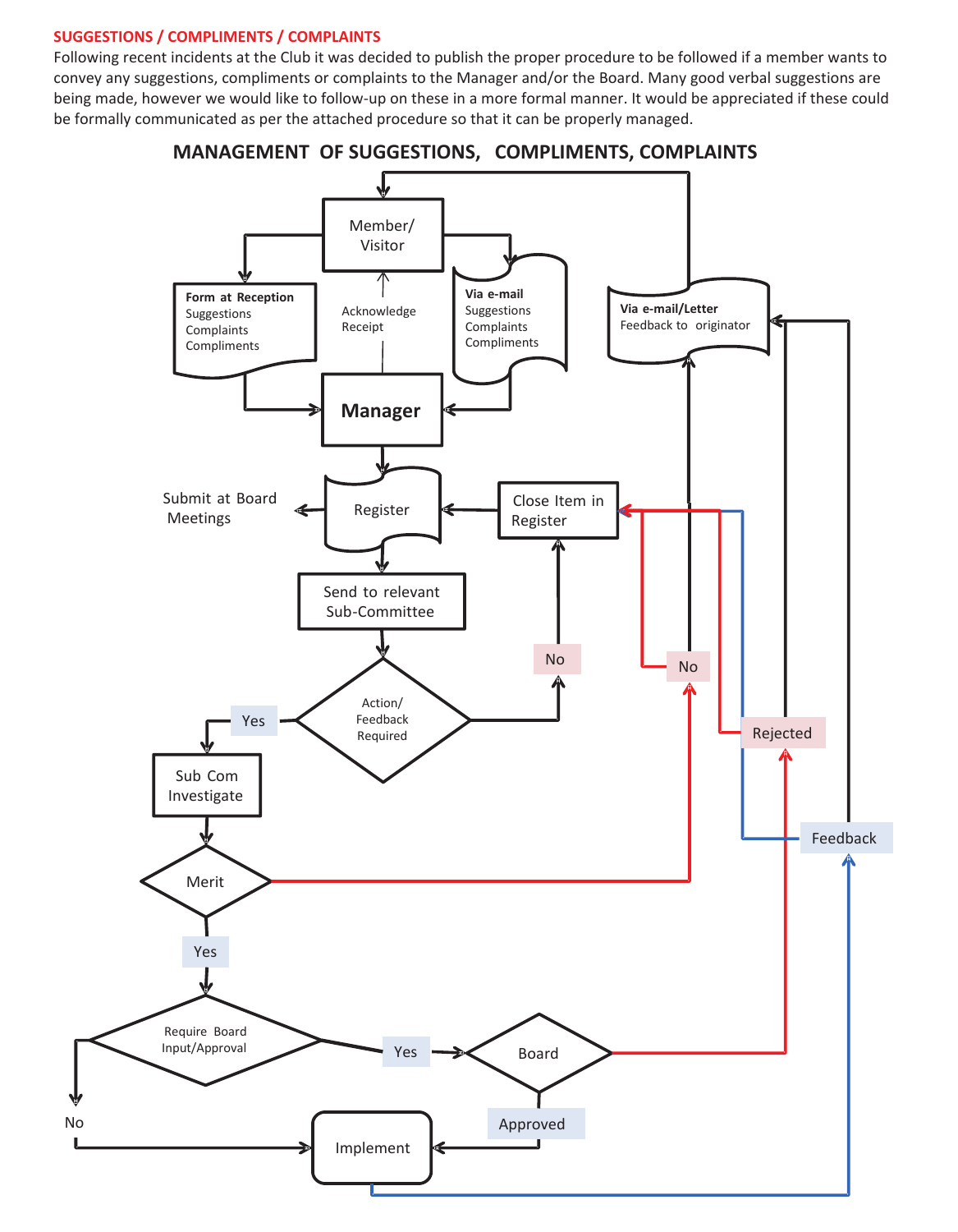## SUGGESTIONS / COMPLIMENTS / COMPLAINTS

Following recent incidents at the Club it was decided to publish the proper procedure to be followed if a member wants to convey any suggestions, compliments or complaints to the Manager and/or the Board. Many good verbal suggestions are being made, however we would like to follow-up on these in a more formal manner. It would be appreciated if these could be formally communicated as per the attached procedure so that it can be properly managed.

### MANAGEMENT OF SUGGESTIONS, COMPLIMENTS, COMPLAINTS

Member/ Visitor

**Form at Reception**
Suggestions
Complaints
Compliments

Acknowledge Receipt

**Via e-mail**
Suggestions
Complaints
Compliments

**Via e-mail/Letter**
Feedback to originator

Manager

Submit at Board Meetings

Register

Close Item in Register

Send to relevant Sub-Committee

Action/ Feedback Required

Yes

No

No

Rejected

Sub Com Investigate

Feedback

Merit

Yes

Require Board Input/Approval

Yes

Board

No

Approved

Implement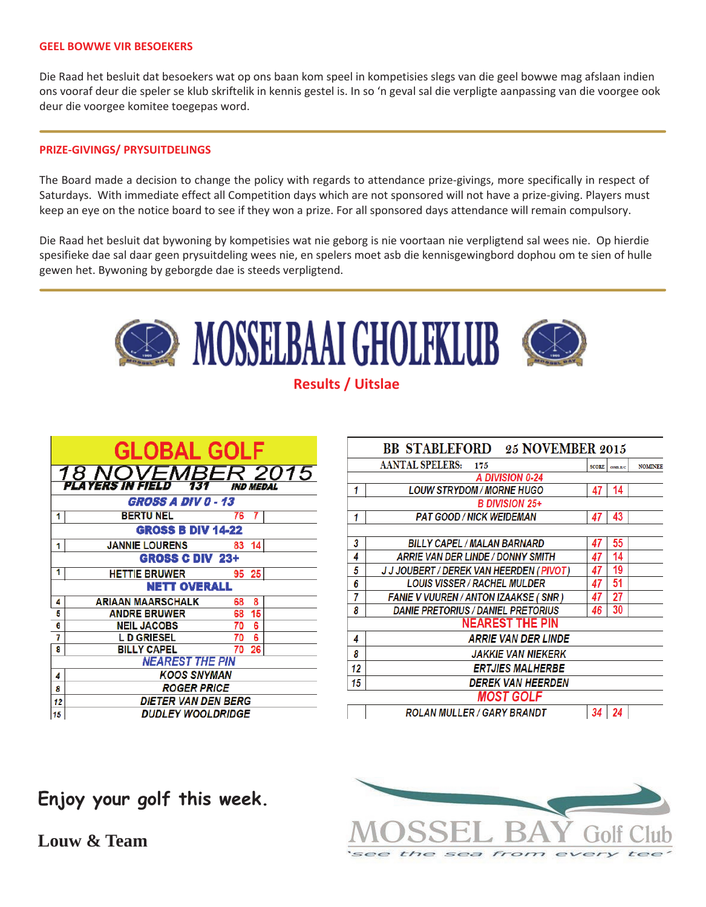#### GEEL BOWWE VIR BESOEKERS

Die Raad het besluit dat besoekers wat op ons baan kom speel in kompetisies slegs van die geel bowwe mag afslaan indien ons vooraf deur die speler se klub skriftelik in kennis gestel is. In so 'n geval sal die verpligte aanpassing van die voorgee ook deur die voorgee komitee toegepas word.

#### PRIZE-GIVINGS/ PRYSUITDELINGS

The Board made a decision to change the policy with regards to attendance prize-givings, more specifically in respect of Saturdays. With immediate effect all Competition days which are not sponsored will not have a prize-giving. Players must keep an eye on the notice board to see if they won a prize. For all sponsored days attendance will remain compulsory.

Die Raad het besluit dat bywoning by kompetisies wat nie geborg is nie voortaan nie verpligtend sal wees nie. Op hierdie spesifieke dae sal daar geen prysuitdeling wees nie, en spelers moet asb die kennisgewingbord dophou om te sien of hulle gewen het. Bywoning by geborgde dae is steeds verpligtend.

# MOSSELBAAI GHOLFKLUB

## Results / Uitslae

### GLOBAL GOLF
### 18 NOVEMBER 2015
**PLAYERS IN FIELD 131 IND MEDAL**

| | | | |
|---|---|---|---|
| | **GROSS A DIV 0 - 13** | | |
| 1 | BERTU NEL | 76 | 7 |
| | **GROSS B DIV 14-22** | | |
| 1 | JANNIE LOURENS | 83 | 14 |
| | **GROSS C DIV 23+** | | |
| 1 | HETTIE BRUWER | 95 | 25 |
| | **NETT OVERALL** | | |
| 4 | ARIAAN MAARSCHALK | 68 | 8 |
| 5 | ANDRE BRUWER | 68 | 15 |
| 6 | NEIL JACOBS | 70 | 6 |
| 7 | L D GRIESEL | 70 | 6 |
| 8 | BILLY CAPEL | 70 | 26 |
| | **NEAREST THE PIN** | | |
| 4 | KOOS SNYMAN | | |
| 8 | ROGER PRICE | | |
| 12 | DIETER VAN DEN BERG | | |
| 15 | DUDLEY WOOLDRIDGE | | |

### BB STABLEFORD 25 NOVEMBER 2015

| | AANTAL SPELERS: 175 | SCORE | COMB. H/C | NOMINEE |
|---|---|---|---|---|
| | **A DIVISION 0-24** | | | |
| 1 | LOUW STRYDOM / MORNE HUGO | 47 | 14 | |
| | **B DIVISION 25+** | | | |
| 1 | PAT GOOD / NICK WEIDEMAN | 47 | 43 | |
| | | | | |
| 3 | BILLY CAPEL / MALAN BARNARD | 47 | 55 | |
| 4 | ARRIE VAN DER LINDE / DONNY SMITH | 47 | 14 | |
| 5 | J J JOUBERT / DEREK VAN HEERDEN ( PIVOT ) | 47 | 19 | |
| 6 | LOUIS VISSER / RACHEL MULDER | 47 | 51 | |
| 7 | FANIE V VUUREN / ANTON IZAAKSE ( SNR ) | 47 | 27 | |
| 8 | DANIE PRETORIUS / DANIEL PRETORIUS | 46 | 30 | |
| | **NEAREST THE PIN** | | | |
| 4 | ARRIE VAN DER LINDE | | | |
| 8 | JAKKIE VAN NIEKERK | | | |
| 12 | ERTJIES MALHERBE | | | |
| 15 | DEREK VAN HEERDEN | | | |
| | **MOST GOLF** | | | |
| | ROLAN MULLER / GARY BRANDT | 34 | 24 | |

**Enjoy your golf this week.**

**Louw & Team**

MOSSEL BAY Golf Club
'see the sea from every tee'